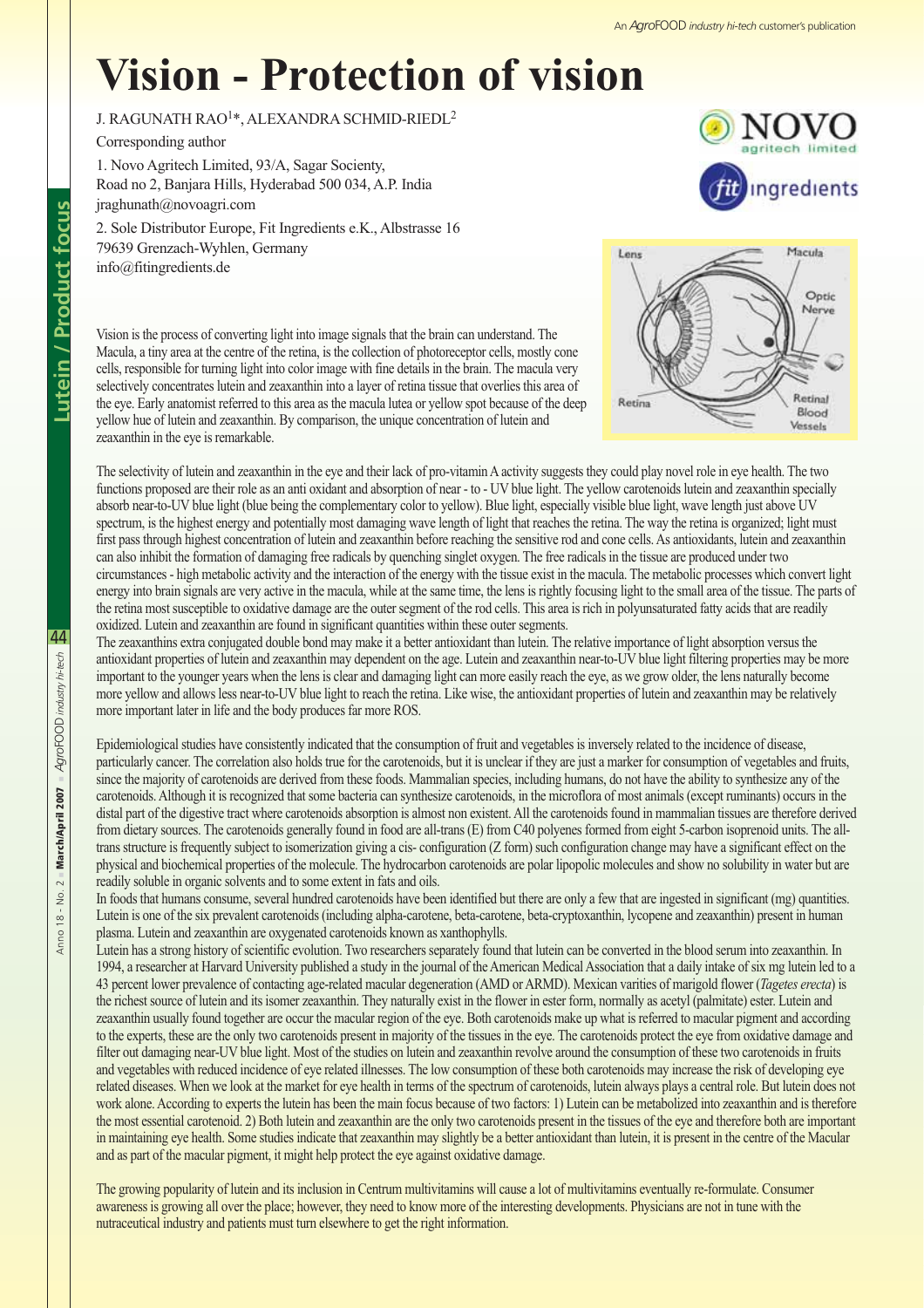# Vision - Protection of vision

J. RAGUNATH RAO[1]*, ALEXANDRA SCHMID-RIEDL[2]

Corresponding author

1. Novo Agritech Limited, 93/A, Sagar Socienty, Road no 2, Banjara Hills, Hyderabad 500 034, A.P. India
jraghunath@novoagri.com

2. Sole Distributor Europe, Fit Ingredients e.K., Albstrasse 16 79639 Grenzach-Wyhlen, Germany
info@fitingredients.de

Vision is the process of converting light into image signals that the brain can understand. The Macula, a tiny area at the centre of the retina, is the collection of photoreceptor cells, mostly cone cells, responsible for turning light into color image with fine details in the brain. The macula very selectively concentrates lutein and zeaxanthin into a layer of retina tissue that overlies this area of the eye. Early anatomist referred to this area as the macula lutea or yellow spot because of the deep yellow hue of lutein and zeaxanthin. By comparison, the unique concentration of lutein and zeaxanthin in the eye is remarkable.

The selectivity of lutein and zeaxanthin in the eye and their lack of pro-vitamin A activity suggests they could play novel role in eye health. The two functions proposed are their role as an anti oxidant and absorption of near - to - UV blue light. The yellow carotenoids lutein and zeaxanthin specially absorb near-to-UV blue light (blue being the complementary color to yellow). Blue light, especially visible blue light, wave length just above UV spectrum, is the highest energy and potentially most damaging wave length of light that reaches the retina. The way the retina is organized; light must first pass through highest concentration of lutein and zeaxanthin before reaching the sensitive rod and cone cells. As antioxidants, lutein and zeaxanthin can also inhibit the formation of damaging free radicals by quenching singlet oxygen. The free radicals in the tissue are produced under two circumstances - high metabolic activity and the interaction of the energy with the tissue exist in the macula. The metabolic processes which convert light energy into brain signals are very active in the macula, while at the same time, the lens is rightly focusing light to the small area of the tissue. The parts of the retina most susceptible to oxidative damage are the outer segment of the rod cells. This area is rich in polyunsaturated fatty acids that are readily oxidized. Lutein and zeaxanthin are found in significant quantities within these outer segments.

The zeaxanthins extra conjugated double bond may make it a better antioxidant than lutein. The relative importance of light absorption versus the antioxidant properties of lutein and zeaxanthin may dependent on the age. Lutein and zeaxanthin near-to-UV blue light filtering properties may be more important to the younger years when the lens is clear and damaging light can more easily reach the eye, as we grow older, the lens naturally become more yellow and allows less near-to-UV blue light to reach the retina. Like wise, the antioxidant properties of lutein and zeaxanthin may be relatively more important later in life and the body produces far more ROS.

Epidemiological studies have consistently indicated that the consumption of fruit and vegetables is inversely related to the incidence of disease, particularly cancer. The correlation also holds true for the consumption of carotenoids, but it is unclear if they are just a marker for consumption of vegetables and fruits, since the majority of carotenoids are derived from these foods. Mammalian species, including humans, do not have the ability to synthesize any of the carotenoids. Although it is recognized that some bacteria can synthesize carotenoids, in the microflora of most animals (except ruminants) occurs in the distal part of the digestive tract where carotenoids absorption is almost non existent. All the carotenoids found in mammalian tissues are therefore derived from dietary sources. The carotenoids generally found in food are all-trans (E) from C40 polyenes formed from eight 5-carbon isoprenoid units. The all-trans structure is frequently subject to isomerization giving a cis- configuration (Z form) such configuration change may have a significant effect on the physical and biochemical properties of the molecule. The hydrocarbon carotenoids are polar lipopolic molecules and show no solubility in water but are readily soluble in organic solvents and to some extent in fats and oils.

In foods that humans consume, several hundred carotenoids have been identified but there are only a few that are ingested in significant (mg) quantities. Lutein is one of the six prevalent carotenoids (including alpha-carotene, beta-carotene, beta-cryptoxanthin, lycopene and zeaxanthin) present in human plasma. Lutein and zeaxanthin are oxygenated carotenoids known as xanthophylls.

Lutein has a strong history of scientific evolution. Two researchers separately found that lutein can be converted in the blood serum into zeaxanthin. In 1994, a researcher at Harvard University published a study in the journal of the American Medical Association that a daily intake of six mg lutein led to a 43 percent lower prevalence of contacting age-related macular degeneration (AMD or ARMD). Mexican varities of marigold flower (*Tagetes erecta*) is the richest source of lutein and its isomer zeaxanthin. They naturally exist in the flower in ester form, normally as acetyl (palmitate) ester. Lutein and zeaxanthin usually found together are occur the macular region of the eye. Both carotenoids make up what is referred to macular pigment and according to the experts, these are the only two carotenoids present in majority of the tissues in the eye. The carotenoids protect the eye from oxidative damage and filter out damaging near-UV blue light. Most of the studies on lutein and zeaxanthin revolve around the consumption of these two carotenoids in fruits and vegetables with reduced incidence of eye related illnesses. The low consumption of these both carotenoids may increase the risk of developing eye related diseases. When we look at the market for eye health in terms of the spectrum of carotenoids, lutein always plays a central role. But lutein does not work alone. According to experts the lutein has been the main focus because of two factors: 1) Lutein can be metabolized into zeaxanthin and is therefore the most essential carotenoid. 2) Both lutein and zeaxanthin are the only two carotenoids present in the tissues of the eye and therefore both are important in maintaining eye health. Some studies indicate that zeaxanthin may slightly be a better antioxidant than lutein, it is present in the centre of the Macular and as part of the macular pigment, it might help protect the eye against oxidative damage.

The growing popularity of lutein and its inclusion in Centrum multivitamins will cause a lot of multivitamins eventually re-formulate. Consumer awareness is growing all over the place; however, they need to know more of the interesting developments. Physicians are not in tune with the nutraceutical industry and patients must turn elsewhere to get the right information.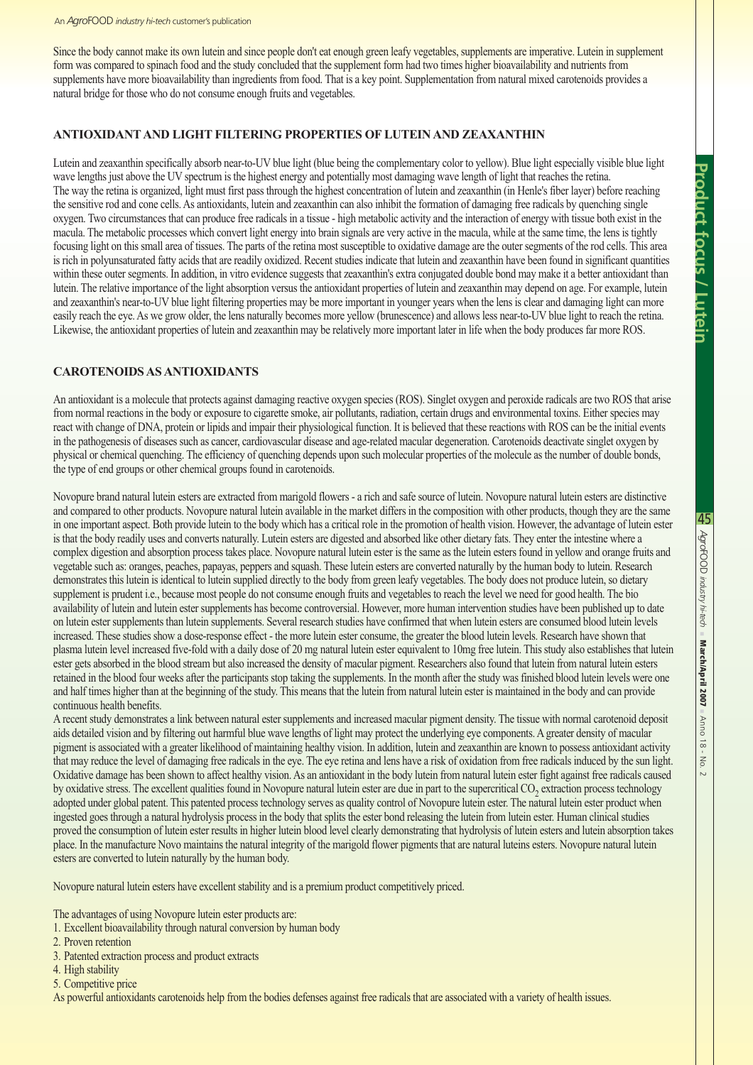Since the body cannot make its own lutein and since people don't eat enough green leafy vegetables, supplements are imperative. Lutein in supplement form was compared to spinach food and the study concluded that the supplement form had two times higher bioavailability and nutrients from supplements have more bioavailability than ingredients from food. That is a key point. Supplementation from natural mixed carotenoids provides a natural bridge for those who do not consume enough fruits and vegetables.

## ANTIOXIDANT AND LIGHT FILTERING PROPERTIES OF LUTEIN AND ZEAXANTHIN

Lutein and zeaxanthin specifically absorb near-to-UV blue light (blue being the complementary color to yellow). Blue light especially visible blue light wave lengths just above the UV spectrum is the highest energy and potentially most damaging wave length of light that reaches the retina.
The way the retina is organized, light must first pass through the highest concentration of lutein and zeaxanthin (in Henle's fiber layer) before reaching the sensitive rod and cone cells. As antioxidants, lutein and zeaxanthin can also inhibit the formation of damaging free radicals by quenching single oxygen. Two circumstances that can produce free radicals in a tissue - high metabolic activity and the interaction of energy with tissue both exist in the macula. The metabolic processes which convert light energy into brain signals are very active in the macula, while at the same time, the lens is tightly focusing light on this small area of tissues. The parts of the retina most susceptible to oxidative damage are the outer segments of the rod cells. This area is rich in polyunsaturated fatty acids that are readily oxidized. Recent studies indicate that lutein and zeaxanthin have been found in significant quantities within these outer segments. In addition, in vitro evidence suggests that zeaxanthin's extra conjugated double bond may make it a better antioxidant than lutein. The relative importance of the light absorption versus the antioxidant properties of lutein and zeaxanthin may depend on age. For example, lutein and zeaxanthin's near-to-UV blue light filtering properties may be more important in younger years when the lens is clear and damaging light can more easily reach the eye. As we grow older, the lens naturally becomes more yellow (brunescence) and allows less near-to-UV blue light to reach the retina. Likewise, the antioxidant properties of lutein and zeaxanthin may be relatively more important later in life when the body produces far more ROS.

## CAROTENOIDS AS ANTIOXIDANTS

An antioxidant is a molecule that protects against damaging reactive oxygen species (ROS). Singlet oxygen and peroxide radicals are two ROS that arise from normal reactions in the body or exposure to cigarette smoke, air pollutants, radiation, certain drugs and environmental toxins. Either species may react with change of DNA, protein or lipids and impair their physiological function. It is believed that these reactions with ROS can be the initial events in the pathogenesis of diseases such as cancer, cardiovascular disease and age-related macular degeneration. Carotenoids deactivate singlet oxygen by physical or chemical quenching. The efficiency of quenching depends upon such molecular properties of the molecule as the number of double bonds, the type of end groups or other chemical groups found in carotenoids.

Novopure brand natural lutein esters are extracted from marigold flowers - a rich and safe source of lutein. Novopure natural lutein esters are distinctive and compared to other products. Novopure natural lutein available in the market differs in the composition with other products, though they are the same in one important aspect. Both provide lutein to the body which has a critical role in the promotion of health vision. However, the advantage of lutein ester is that the body readily uses and converts naturally. Lutein esters are digested and absorbed like other dietary fats. They enter the intestine where a complex digestion and absorption process takes place. Novopure natural lutein ester is the same as the lutein esters found in yellow and orange fruits and vegetable such as: oranges, peaches, papayas, peppers and squash. These lutein esters are converted naturally by the human body to lutein. Research demonstrates this lutein is identical to lutein supplied directly to the body from green leafy vegetables. The body does not produce lutein, so dietary supplement is prudent i.e., because most people do not consume enough fruits and vegetables to reach the level we need for good health. The bio availability of lutein and lutein ester supplements has become controversial. However, more human intervention studies have been published up to date on lutein ester supplements than lutein supplements. Several research studies have confirmed that when lutein esters are consumed blood lutein levels increased. These studies show a dose-response effect - the more lutein ester consume, the greater the blood lutein levels. Research have shown that plasma lutein level increased five-fold with a daily dose of 20 mg natural lutein ester equivalent to 10mg free lutein. This study also establishes that lutein ester gets absorbed in the blood stream but also increased the density of macular pigment. Researchers also found that lutein from natural lutein esters retained in the blood four weeks after the participants stop taking the supplements. In the month after the study was finished blood lutein levels were one and half times higher than at the beginning of the study. This means that the lutein from natural lutein ester is maintained in the body and can provide continuous health benefits.
A recent study demonstrates a link between natural ester supplements and increased macular pigment density. The tissue with normal carotenoid deposit aids detailed vision and by filtering out harmful blue wave lengths of light may protect the underlying eye components. A greater density of macular pigment is associated with a greater likelihood of maintaining healthy vision. In addition, lutein and zeaxanthin are known to possess antioxidant activity that may reduce the level of damaging free radicals in the eye. The eye retina and lens have a risk of oxidation from free radicals induced by the sun light. Oxidative damage has been shown to affect healthy vision. As an antioxidant in the body lutein from natural lutein ester fight against free radicals caused by oxidative stress. The excellent qualities found in Novopure natural lutein ester are due in part to the supercritical $CO_2$ extraction process technology adopted under global patent. This patented process technology serves as quality control of Novopure lutein ester. The natural lutein ester product when ingested goes through a natural hydrolysis process in the body that splits the ester bond releasing the lutein from lutein ester. Human clinical studies proved the consumption of lutein ester results in higher lutein blood level clearly demonstrating that hydrolysis of lutein esters and lutein absorption takes place. In the manufacture Novo maintains the natural integrity of the marigold flower pigments that are natural luteins esters. Novopure natural lutein esters are converted to lutein naturally by the human body.

Novopure natural lutein esters have excellent stability and is a premium product competitively priced.

The advantages of using Novopure lutein ester products are:
1. Excellent bioavailability through natural conversion by human body
2. Proven retention
3. Patented extraction process and product extracts
4. High stability
5. Competitive price

As powerful antioxidants carotenoids help from the bodies defenses against free radicals that are associated with a variety of health issues.